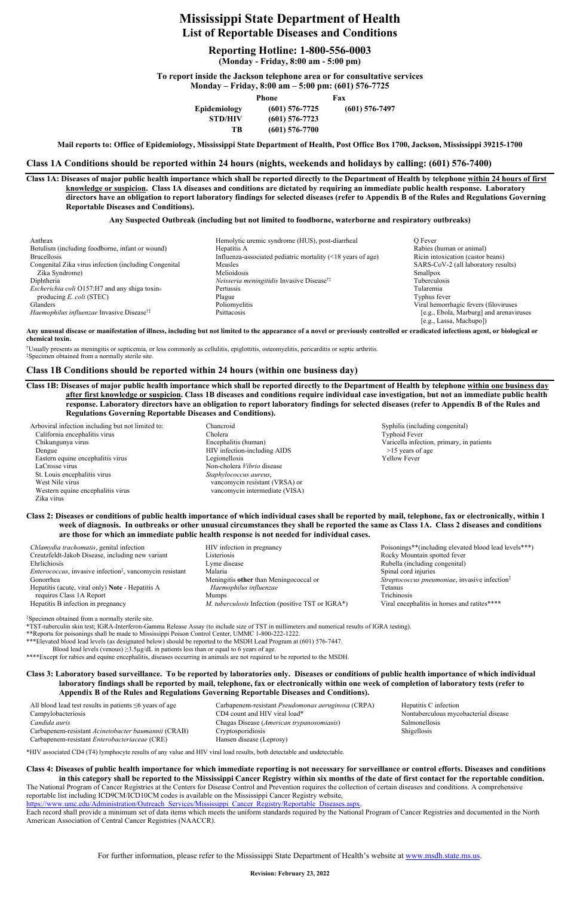# Mississippi State Department of Health
# List of Reportable Diseases and Conditions

## Reporting Hotline: 1-800-556-0003

**(Monday - Friday, 8:00 am - 5:00 pm)**

**To report inside the Jackson telephone area or for consultative services**
**Monday – Friday, 8:00 am – 5:00 pm: (601) 576-7725**

| | Phone | Fax |
|---|---|---|
| **Epidemiology** | **(601) 576-7725** | **(601) 576-7497** |
| **STD/HIV** | **(601) 576-7723** | |
| **TB** | **(601) 576-7700** | |

**Mail reports to: Office of Epidemiology, Mississippi State Department of Health, Post Office Box 1700, Jackson, Mississippi 39215-1700**

## Class 1A Conditions should be reported within 24 hours (nights, weekends and holidays by calling: (601) 576-7400)

**Class 1A: Diseases of major public health importance which shall be reported directly to the Department of Health by telephone <u>within 24 hours of first knowledge or suspicion</u>. Class 1A diseases and conditions are dictated by requiring an immediate public health response. Laboratory directors have an obligation to report laboratory findings for selected diseases (refer to Appendix B of the Rules and Regulations Governing Reportable Diseases and Conditions).**

**Any Suspected Outbreak (including but not limited to foodborne, waterborne and respiratory outbreaks)**

- Anthrax
- Botulism (including foodborne, infant or wound)
- Brucellosis
- Congenital Zika virus infection (including Congenital Zika Syndrome)
- Diphtheria
- *Escherichia coli* O157:H7 and any shiga toxin-producing *E. coli* (STEC)
- Glanders
- *Haemophilus influenzae* Invasive Disease†‡
- Hemolytic uremic syndrome (HUS), post-diarrheal
- Hepatitis A
- Influenza-associated pediatric mortality (<18 years of age)
- Measles
- Melioidosis
- *Neisseria meningitidis* Invasive Disease†‡
- Pertussis
- Plague
- Poliomyelitis
- Psittacosis
- Q Fever
- Rabies (human or animal)
- Ricin intoxication (castor beans)
- SARS-CoV-2 (all laboratory results)
- Smallpox
- Tuberculosis
- Tularemia
- Typhus fever
- Viral hemorrhagic fevers (filoviruses [e.g., Ebola, Marburg] and arenaviruses [e.g., Lassa, Machupo])

**Any unusual disease or manifestation of illness, including but not limited to the appearance of a novel or previously controlled or eradicated infectious agent, or biological or chemical toxin.**

†Usually presents as meningitis or septicemia, or less commonly as cellulitis, epiglottitis, osteomyelitis, pericarditis or septic arthritis.
‡Specimen obtained from a normally sterile site.

## Class 1B Conditions should be reported within 24 hours (within one business day)

**Class 1B: Diseases of major public health importance which shall be reported directly to the Department of Health by telephone <u>within one business day after first knowledge or suspicion</u>. Class 1B diseases and conditions require individual case investigation, but not an immediate public health response. Laboratory directors have an obligation to report laboratory findings for selected diseases (refer to Appendix B of the Rules and Regulations Governing Reportable Diseases and Conditions).**

- Arboviral infection including but not limited to:
  - California encephalitis virus
  - Chikungunya virus
  - Dengue
  - Eastern equine encephalitis virus
  - LaCrosse virus
  - St. Louis encephalitis virus
  - West Nile virus
  - Western equine encephalitis virus
  - Zika virus
- Chancroid
- Cholera
- Encephalitis (human)
- HIV infection-including AIDS
- Legionellosis
- Non-cholera *Vibrio* disease
- *Staphylococcus aureus*, vancomycin resistant (VRSA) or vancomycin intermediate (VISA)
- Syphilis (including congenital)
- Typhoid Fever
- Varicella infection, primary, in patients >15 years of age
- Yellow Fever

**Class 2: Diseases or conditions of public health importance of which individual cases shall be reported by mail, telephone, fax or electronically, within 1 week of diagnosis. In outbreaks or other unusual circumstances they shall be reported the same as Class 1A. Class 2 diseases and conditions are those for which an immediate public health response is not needed for individual cases.**

- *Chlamydia trachomatis*, genital infection
- Creutzfeldt-Jakob Disease, including new variant
- Ehrlichiosis
- *Enterococcus*, invasive infection‡, vancomycin resistant
- Gonorrhea
- Hepatitis (acute, viral only) **Note** - Hepatitis A requires Class 1A Report
- Hepatitis B infection in pregnancy
- HIV infection in pregnancy
- Listeriosis
- Lyme disease
- Malaria
- Meningitis **other** than Meningococcal or *Haemophilus influenzae*
- Mumps
- *M. tuberculosis* Infection (positive TST or IGRA*)
- Poisonings**(including elevated blood lead levels***)
- Rocky Mountain spotted fever
- Rubella (including congenital)
- Spinal cord injuries
- *Streptococcus pneumoniae*, invasive infection‡
- Tetanus
- Trichinosis
- Viral encephalitis in horses and ratites****

‡Specimen obtained from a normally sterile site.
*TST-tuberculin skin test; IGRA-Interferon-Gamma Release Assay (to include size of TST in millimeters and numerical results of IGRA testing).
**Reports for poisonings shall be made to Mississippi Poison Control Center, UMMC 1-800-222-1222.
***Elevated blood lead levels (as designated below) should be reported to the MSDH Lead Program at (601) 576-7447.
Blood lead levels (venous) ≥3.5µg/dL in patients less than or equal to 6 years of age.
****Except for rabies and equine encephalitis, diseases occurring in animals are not required to be reported to the MSDH.

**Class 3: Laboratory based surveillance. To be reported by laboratories only. Diseases or conditions of public health importance of which individual laboratory findings shall be reported by mail, telephone, fax or electronically within one week of completion of laboratory tests (refer to Appendix B of the Rules and Regulations Governing Reportable Diseases and Conditions).**

- All blood lead test results in patients ≤6 years of age
- Campylobacteriosis
- *Candida auris*
- Carbapenem-resistant *Acinetobacter baumannii* (CRAB)
- Carbapenem-resistant *Enterobacteriaceae* (CRE)
- Carbapenem-resistant *Pseudomonas aeruginosa* (CRPA)
- CD4 count and HIV viral load*
- Chagas Disease (*American trypanosomiasis*)
- Cryptosporidiosis
- Hansen disease (Leprosy)
- Hepatitis C infection
- Nontuberculous mycobacterial disease
- Salmonellosis
- Shigellosis

*HIV associated CD4 (T4) lymphocyte results of any value and HIV viral load results, both detectable and undetectable.

**Class 4: Diseases of public health importance for which immediate reporting is not necessary for surveillance or control efforts. Diseases and conditions in this category shall be reported to the Mississippi Cancer Registry within six months of the date of first contact for the reportable condition.**
The National Program of Cancer Registries at the Centers for Disease Control and Prevention requires the collection of certain diseases and conditions. A comprehensive reportable list including ICD9CM/ICD10CM codes is available on the Mississippi Cancer Registry website, https://www.umc.edu/Administration/Outreach_Services/Mississippi_Cancer_Registry/Reportable_Diseases.aspx.
Each record shall provide a minimum set of data items which meets the uniform standards required by the National Program of Cancer Registries and documented in the North American Association of Central Cancer Registries (NAACCR).

For further information, please refer to the Mississippi State Department of Health's website at www.msdh.state.ms.us.

**Revision: February 23, 2022**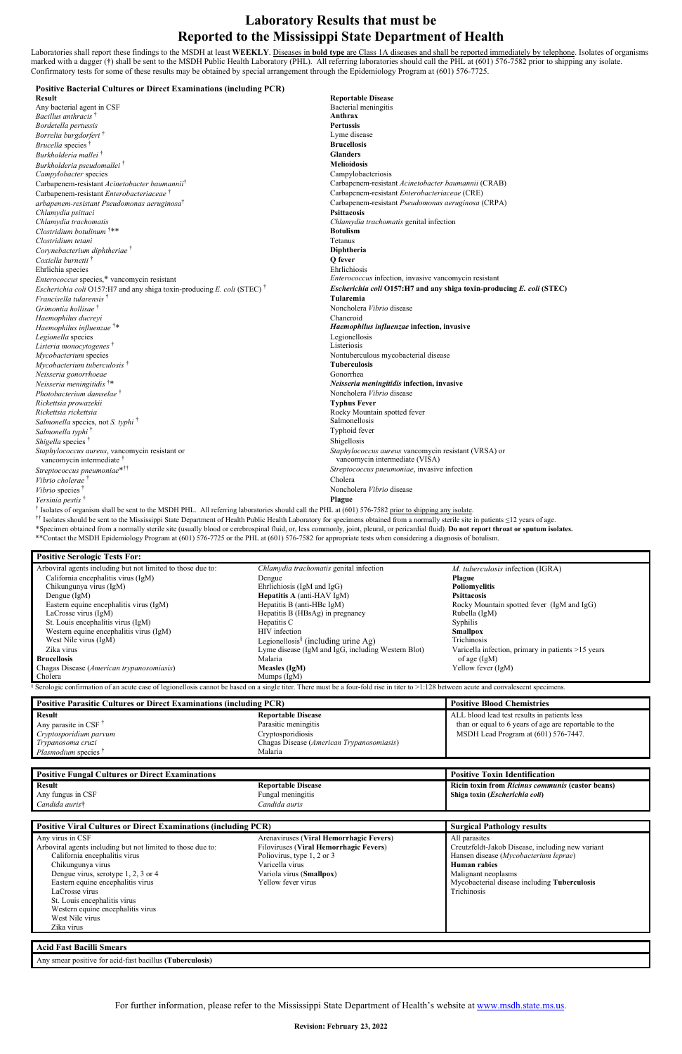# Laboratory Results that must be Reported to the Mississippi State Department of Health

Laboratories shall report these findings to the MSDH at least **WEEKLY**. Diseases in **bold type** are Class 1A diseases and shall be reported immediately by telephone. Isolates of organisms marked with a dagger (†) shall be sent to the MSDH Public Health Laboratory (PHL). All referring laboratories should call the PHL at (601) 576-7582 prior to shipping any isolate. Confirmatory tests for some of these results may be obtained by special arrangement through the Epidemiology Program at (601) 576-7725.

## Positive Bacterial Cultures or Direct Examinations (including PCR)

| Result | Reportable Disease |
|---|---|
| Any bacterial agent in CSF | Bacterial meningitis |
| *Bacillus anthracis* † | **Anthrax** |
| *Bordetella pertussis* | **Pertussis** |
| *Borrelia burgdorferi* † | Lyme disease |
| *Brucella* species † | **Brucellosis** |
| *Burkholderia mallei* † | **Glanders** |
| *Burkholderia pseudomallei* † | **Melioidosis** |
| *Campylobacter* species | Campylobacteriosis |
| Carbapenem-resistant *Acinetobacter baumannii*† | Carbapenem-resistant *Acinetobacter baumannii* (CRAB) |
| Carbapenem-resistant *Enterobacteriaceae* † | Carbapenem-resistant *Enterobacteriaceae* (CRE) |
| *arbapenem-resistant Pseudomonas aeruginosa*† | Carbapenem-resistant *Pseudomonas aeruginosa* (CRPA) |
| *Chlamydia psittaci* | **Psittacosis** |
| *Chlamydia trachomatis* | *Chlamydia trachomatis* genital infection |
| *Clostridium botulinum* †** | **Botulism** |
| *Clostridium tetani* | Tetanus |
| *Corynebacterium diphtheriae* † | **Diphtheria** |
| *Coxiella burnetii* † | **Q fever** |
| Ehrlichia species | Ehrlichiosis |
| *Enterococcus* species,* vancomycin resistant | *Enterococcus* infection, invasive vancomycin resistant |
| *Escherichia coli* O157:H7 and any shiga toxin-producing *E. coli* (STEC) † | ***Escherichia coli* O157:H7 and any shiga toxin-producing *E. coli* (STEC)** |
| *Francisella tularensis* † | **Tularemia** |
| *Grimontia hollisae* † | Noncholera *Vibrio* disease |
| *Haemophilus ducreyi* | Chancroid |
| *Haemophilus influenzae* †* | ***Haemophilus influenzae* infection, invasive** |
| *Legionella* species | Legionellosis |
| *Listeria monocytogenes* † | Listeriosis |
| *Mycobacterium* species | Nontuberculous mycobacterial disease |
| *Mycobacterium tuberculosis* † | **Tuberculosis** |
| *Neisseria gonorrhoeae* | Gonorrhea |
| *Neisseria meningitidis* †* | ***Neisseria meningitidis* infection, invasive** |
| *Photobacterium damselae* † | Noncholera *Vibrio* disease |
| *Rickettsia prowazekii* | **Typhus Fever** |
| *Rickettsia rickettsia* | Rocky Mountain spotted fever |
| *Salmonella* species, not *S. typhi* † | Salmonellosis |
| *Salmonella typhi* † | Typhoid fever |
| *Shigella* species † | Shigellosis |
| *Staphylococcus aureus*, vancomycin resistant or vancomycin intermediate † | *Staphylococcus aureus* vancomycin resistant (VRSA) or vancomycin intermediate (VISA) |
| *Streptococcus pneumoniae**†† | *Streptococcus pneumoniae*, invasive infection |
| *Vibrio cholerae* † | Cholera |
| *Vibrio* species † | Noncholera *Vibrio* disease |
| *Yersinia pestis* † | **Plague** |

† Isolates of organism shall be sent to the MSDH PHL. All referring laboratories should call the PHL at (601) 576-7582 prior to shipping any isolate.

†† Isolates should be sent to the Mississippi State Department of Health Public Health Laboratory for specimens obtained from a normally sterile site in patients ≤12 years of age.

*Specimen obtained from a normally sterile site (usually blood or cerebrospinal fluid, or, less commonly, joint, pleural, or pericardial fluid). **Do not report throat or sputum isolates.**

**Contact the MSDH Epidemiology Program at (601) 576-7725 or the PHL at (601) 576-7582 for appropriate tests when considering a diagnosis of botulism.

## Positive Serologic Tests For:

| | | |
|---|---|---|
| Arboviral agents including but not limited to those due to: | *Chlamydia trachomatis* genital infection | *M. tuberculosis* infection (IGRA) |
| California encephalitis virus (IgM) | Dengue | **Plague** |
| Chikungunya virus (IgM) | Ehrlichiosis (IgM and IgG) | **Poliomyelitis** |
| Dengue (IgM) | **Hepatitis A** (anti-HAV IgM) | **Psittacosis** |
| Eastern equine encephalitis virus (IgM) | Hepatitis B (anti-HBc IgM) | Rocky Mountain spotted fever (IgM and IgG) |
| LaCrosse virus (IgM) | Hepatitis B (HBsAg) in pregnancy | Rubella (IgM) |
| St. Louis encephalitis virus (IgM) | Hepatitis C | Syphilis |
| Western equine encephalitis virus (IgM) | HIV infection | **Smallpox** |
| West Nile virus (IgM) | Legionellosis§ (including urine Ag) | Trichinosis |
| Zika virus | Lyme disease (IgM and IgG, including Western Blot) | Varicella infection, primary in patients >15 years of age (IgM) |
| **Brucellosis** | Malaria | Yellow fever (IgM) |
| Chagas Disease (*American trypanosomiasis*) | **Measles (IgM)** | |
| Cholera | Mumps (IgM) | |

§ Serologic confirmation of an acute case of legionellosis cannot be based on a single titer. There must be a four-fold rise in titer to >1:128 between acute and convalescent specimens.

## Positive Parasitic Cultures or Direct Examinations (including PCR)

| Result | Reportable Disease |
|---|---|
| Any parasite in CSF † | Parasitic meningitis |
| *Cryptosporidium parvum* | Cryptosporidiosis |
| *Trypanosoma cruzi* | Chagas Disease (*American Trypanosomiasis*) |
| *Plasmodium* species † | Malaria |

## Positive Blood Chemistries

ALL blood lead test results in patients less than or equal to 6 years of age are reportable to the MSDH Lead Program at (601) 576-7447.

## Positive Fungal Cultures or Direct Examinations

| Result | Reportable Disease |
|---|---|
| Any fungus in CSF | Fungal meningitis |
| *Candida auris*† | *Candida auris* |

## Positive Toxin Identification

**Ricin toxin from *Ricinus communis* (castor beans)**

**Shiga toxin (*Escherichia coli*)**

## Positive Viral Cultures or Direct Examinations (including PCR)

| | |
|---|---|
| Any virus in CSF | Arenaviruses (**Viral Hemorrhagic Fevers**) |
| Arboviral agents including but not limited to those due to: | Filoviruses (**Viral Hemorrhagic Fevers**) |
| California encephalitis virus | Poliovirus, type 1, 2 or 3 |
| Chikungunya virus | Varicella virus |
| Dengue virus, serotype 1, 2, 3 or 4 | Variola virus (**Smallpox**) |
| Eastern equine encephalitis virus | Yellow fever virus |
| LaCrosse virus | |
| St. Louis encephalitis virus | |
| Western equine encephalitis virus | |
| West Nile virus | |
| Zika virus | |

## Surgical Pathology results

- All parasites
- Creutzfeldt-Jakob Disease, including new variant
- Hansen disease (*Mycobacterium leprae*)
- **Human rabies**
- Malignant neoplasms
- Mycobacterial disease including **Tuberculosis**
- Trichinosis

## Acid Fast Bacilli Smears

Any smear positive for acid-fast bacillus (**Tuberculosis**)

For further information, please refer to the Mississippi State Department of Health's website at www.msdh.state.ms.us.

**Revision: February 23, 2022**